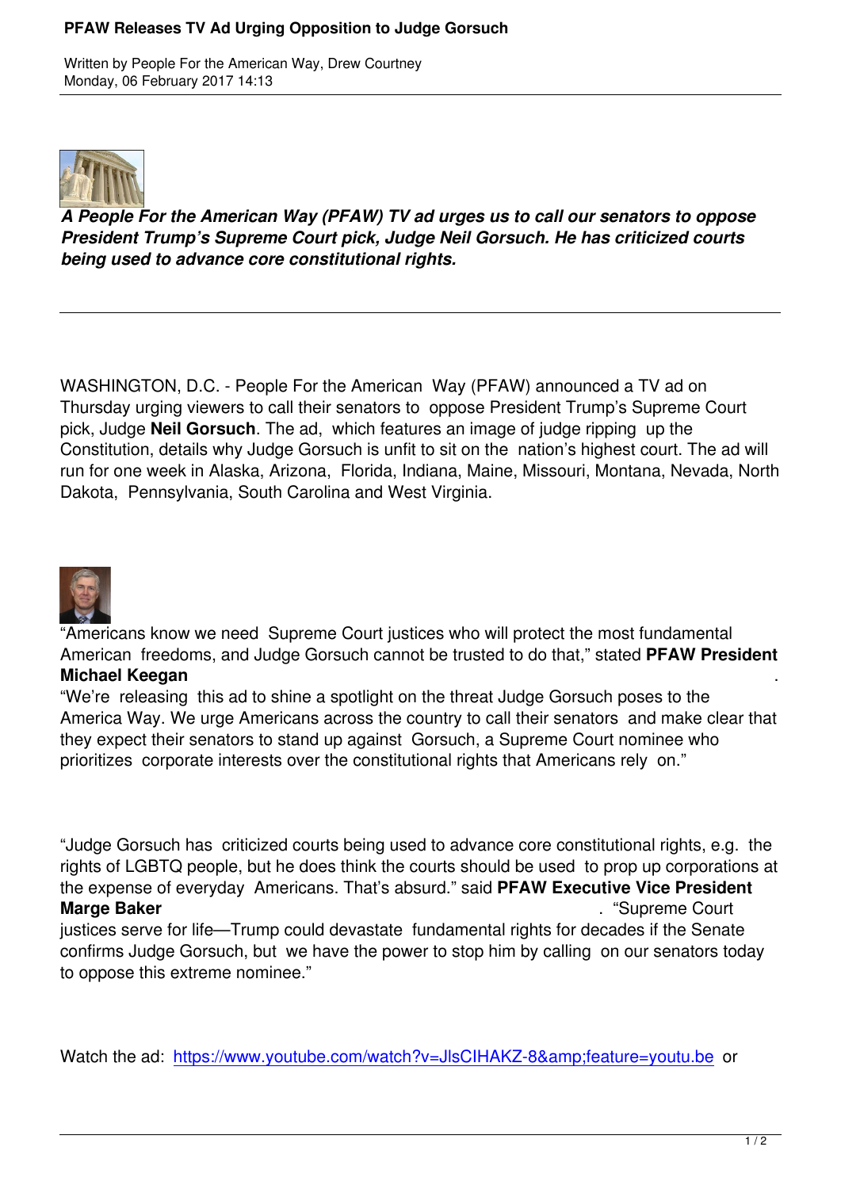Written by People For the American Way, Drew Courtney
Monday, 06 February 2017 14:13

***A People For the American Way (PFAW) TV ad urges us to call our senators to oppose President Trump's Supreme Court pick, Judge Neil Gorsuch. He has criticized courts being used to advance core constitutional rights.***

---

WASHINGTON, D.C. - People For the American Way (PFAW) announced a TV ad on Thursday urging viewers to call their senators to oppose President Trump's Supreme Court pick, Judge **Neil Gorsuch**. The ad, which features an image of judge ripping up the Constitution, details why Judge Gorsuch is unfit to sit on the nation's highest court. The ad will run for one week in Alaska, Arizona, Florida, Indiana, Maine, Missouri, Montana, Nevada, North Dakota, Pennsylvania, South Carolina and West Virginia.

"Americans know we need Supreme Court justices who will protect the most fundamental American freedoms, and Judge Gorsuch cannot be trusted to do that," stated **PFAW President Michael Keegan**. "We're releasing this ad to shine a spotlight on the threat Judge Gorsuch poses to the America Way. We urge Americans across the country to call their senators and make clear that they expect their senators to stand up against Gorsuch, a Supreme Court nominee who prioritizes corporate interests over the constitutional rights that Americans rely on."

"Judge Gorsuch has criticized courts being used to advance core constitutional rights, e.g. the rights of LGBTQ people, but he does think the courts should be used to prop up corporations at the expense of everyday Americans. That's absurd." said **PFAW Executive Vice President Marge Baker**. "Supreme Court justices serve for life—Trump could devastate fundamental rights for decades if the Senate confirms Judge Gorsuch, but we have the power to stop him by calling on our senators today to oppose this extreme nominee."

Watch the ad: https://www.youtube.com/watch?v=JlsCIHAKZ-8&amp;feature=youtu.be or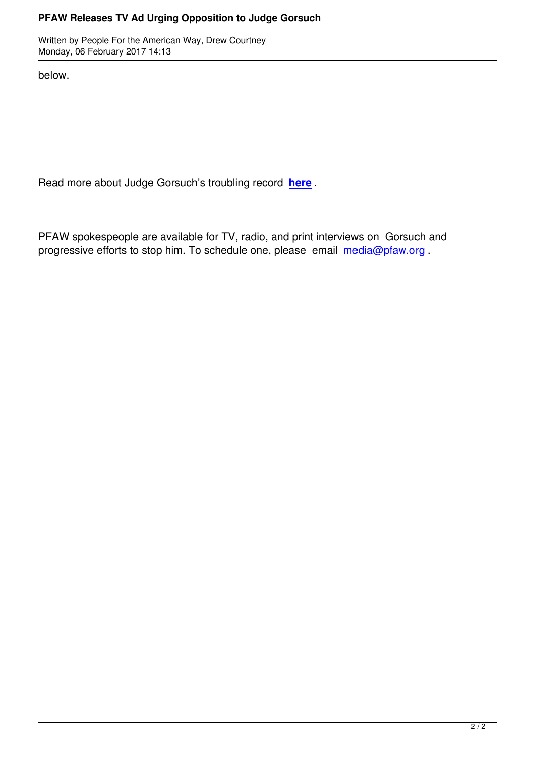below.

Read more about Judge Gorsuch's troubling record **here** .

PFAW spokespeople are available for TV, radio, and print interviews on Gorsuch and progressive efforts to stop him. To schedule one, please email media@pfaw.org .